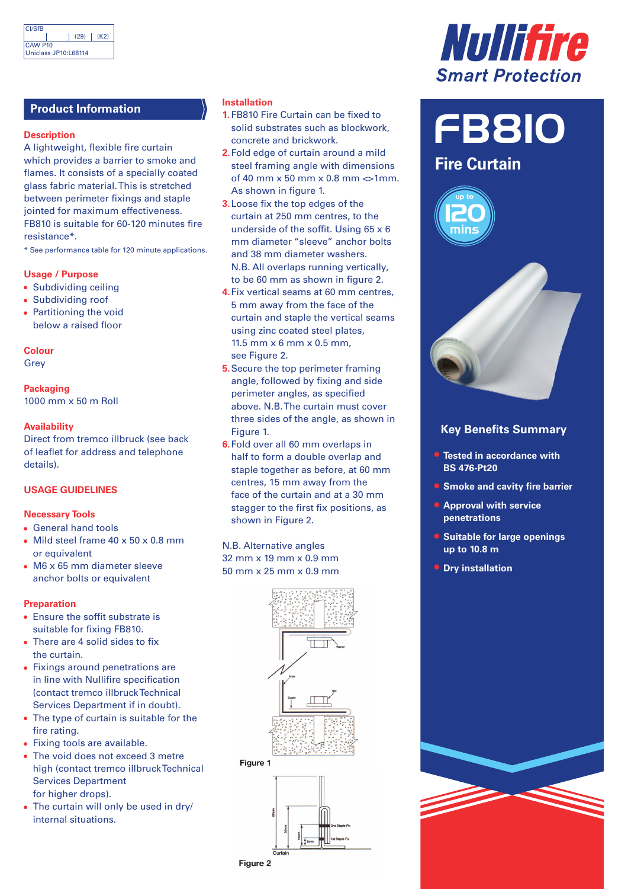| CI/SfB | | (29) | (K2) |
|---|---|---|---|
| CAW P10 | | | |
| Uniclass JP10:L68114 | | | |

# Nullifire

Smart Protection

# FB810

## Fire Curtain

up to 120 mins

## Product Information

### Description

A lightweight, flexible fire curtain which provides a barrier to smoke and flames. It consists of a specially coated glass fabric material. This is stretched between perimeter fixings and staple jointed for maximum effectiveness. FB810 is suitable for 60-120 minutes fire resistance*.

\* See performance table for 120 minute applications.

### Usage / Purpose

- Subdividing ceiling
- Subdividing roof
- Partitioning the void below a raised floor

### Colour

Grey

### Packaging

1000 mm x 50 m Roll

### Availability

Direct from tremco illbruck (see back of leaflet for address and telephone details).

## USAGE GUIDELINES

### Necessary Tools

- General hand tools
- Mild steel frame 40 x 50 x 0.8 mm or equivalent
- M6 x 65 mm diameter sleeve anchor bolts or equivalent

### Preparation

- Ensure the soffit substrate is suitable for fixing FB810.
- There are 4 solid sides to fix the curtain.
- Fixings around penetrations are in line with Nullifire specification (contact tremco illbruck Technical Services Department if in doubt).
- The type of curtain is suitable for the fire rating.
- Fixing tools are available.
- The void does not exceed 3 metre high (contact tremco illbruck Technical Services Department for higher drops).
- The curtain will only be used in dry/ internal situations.

### Installation

1. FB810 Fire Curtain can be fixed to solid substrates such as blockwork, concrete and brickwork.
2. Fold edge of curtain around a mild steel framing angle with dimensions of 40 mm x 50 mm x 0.8 mm <>1mm. As shown in figure 1.
3. Loose fix the top edges of the curtain at 250 mm centres, to the underside of the soffit. Using 65 x 6 mm diameter “sleeve” anchor bolts and 38 mm diameter washers. N.B. All overlaps running vertically, to be 60 mm as shown in figure 2.
4. Fix vertical seams at 60 mm centres, 5 mm away from the face of the curtain and staple the vertical seams using zinc coated steel plates, 11.5 mm x 6 mm x 0.5 mm, see Figure 2.
5. Secure the top perimeter framing angle, followed by fixing and side perimeter angles, as specified above. N.B. The curtain must cover three sides of the angle, as shown in Figure 1.
6. Fold over all 60 mm overlaps in half to form a double overlap and staple together as before, at 60 mm centres, 15 mm away from the face of the curtain and at a 30 mm stagger to the first fix positions, as shown in Figure 2.

N.B. Alternative angles
32 mm x 19 mm x 0.9 mm
50 mm x 25 mm x 0.9 mm

Washer
Angle
Bolt
Curtain

Figure 1

60mm
30mm
15mm
5mm
2nd Staple Fix
1st Staple Fix
Curtain

Figure 2

### Key Benefits Summary

- Tested in accordance with BS 476-Pt20
- Smoke and cavity fire barrier
- Approval with service penetrations
- Suitable for large openings up to 10.8 m
- Dry installation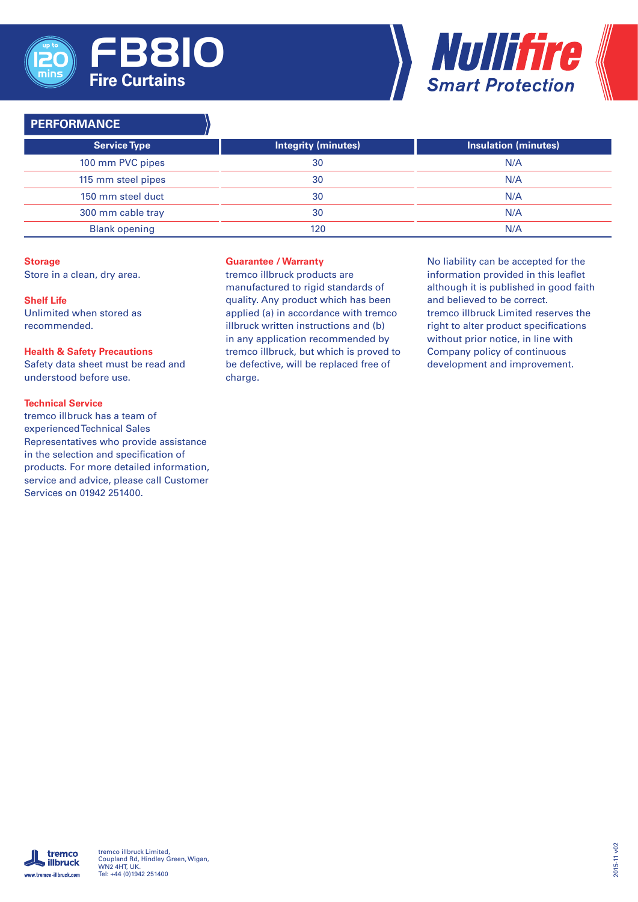# FB810 Fire Curtains

up to 120 mins

Nullifire Smart Protection

## PERFORMANCE

| Service Type | Integrity (minutes) | Insulation (minutes) |
|---|---|---|
| 100 mm PVC pipes | 30 | N/A |
| 115 mm steel pipes | 30 | N/A |
| 150 mm steel duct | 30 | N/A |
| 300 mm cable tray | 30 | N/A |
| Blank opening | 120 | N/A |

### Storage
Store in a clean, dry area.

### Shelf Life
Unlimited when stored as recommended.

### Health & Safety Precautions
Safety data sheet must be read and understood before use.

### Technical Service
tremco illbruck has a team of experienced Technical Sales Representatives who provide assistance in the selection and specification of products. For more detailed information, service and advice, please call Customer Services on 01942 251400.

### Guarantee / Warranty
tremco illbruck products are manufactured to rigid standards of quality. Any product which has been applied (a) in accordance with tremco illbruck written instructions and (b) in any application recommended by tremco illbruck, but which is proved to be defective, will be replaced free of charge.

No liability can be accepted for the information provided in this leaflet although it is published in good faith and believed to be correct. tremco illbruck Limited reserves the right to alter product specifications without prior notice, in line with Company policy of continuous development and improvement.

tremco illbruck
www.tremco-illbruck.com

tremco illbruck Limited,
Coupland Rd, Hindley Green, Wigan,
WN2 4HT, UK.
Tel: +44 (0)1942 251400

2015-11 v02